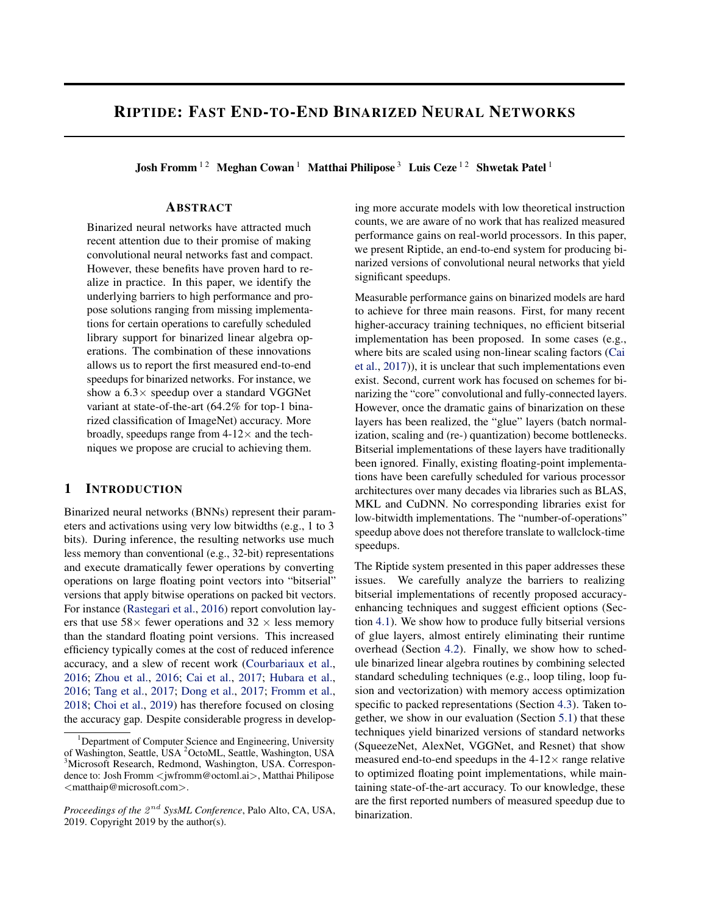# RIPTIDE: FAST END-TO-END BINARIZED NEURAL NETWORKS

**Josh Fromm** [1,2] **Meghan Cowan** [1] **Matthai Philipose** [3] **Luis Ceze** [1,2] **Shwetak Patel** [1]

## ABSTRACT

Binarized neural networks have attracted much recent attention due to their promise of making convolutional neural networks fast and compact. However, these benefits have proven hard to realize in practice. In this paper, we identify the underlying barriers to high performance and propose solutions ranging from missing implementations for certain operations to carefully scheduled library support for binarized linear algebra operations. The combination of these innovations allows us to report the first measured end-to-end speedups for binarized networks. For instance, we show a 6.3× speedup over a standard VGGNet variant at state-of-the-art (64.2% for top-1 binarized classification of ImageNet) accuracy. More broadly, speedups range from 4-12× and the techniques we propose are crucial to achieving them.

## 1 INTRODUCTION

Binarized neural networks (BNNs) represent their parameters and activations using very low bitwidths (e.g., 1 to 3 bits). During inference, the resulting networks use much less memory than conventional (e.g., 32-bit) representations and execute dramatically fewer operations by converting operations on large floating point vectors into "bitserial" versions that apply bitwise operations on packed bit vectors. For instance (Rastegari et al., 2016) report convolution layers that use 58× fewer operations and 32 × less memory than the standard floating point versions. This increased efficiency typically comes at the cost of reduced inference accuracy, and a slew of recent work (Courbariaux et al., 2016; Zhou et al., 2016; Cai et al., 2017; Hubara et al., 2016; Tang et al., 2017; Dong et al., 2017; Fromm et al., 2018; Choi et al., 2019) has therefore focused on closing the accuracy gap. Despite considerable progress in developing more accurate models with low theoretical instruction counts, we are aware of no work that has realized measured performance gains on real-world processors. In this paper, we present Riptide, an end-to-end system for producing binarized versions of convolutional neural networks that yield significant speedups.

Measurable performance gains on binarized models are hard to achieve for three main reasons. First, for many recent higher-accuracy training techniques, no efficient bitserial implementation has been proposed. In some cases (e.g., where bits are scaled using non-linear scaling factors (Cai et al., 2017)), it is unclear that such implementations even exist. Second, current work has focused on schemes for binarizing the "core" convolutional and fully-connected layers. However, once the dramatic gains of binarization on these layers has been realized, the "glue" layers (batch normalization, scaling and (re-) quantization) become bottlenecks. Bitserial implementations of these layers have traditionally been ignored. Finally, existing floating-point implementations have been carefully scheduled for various processor architectures over many decades via libraries such as BLAS, MKL and CuDNN. No corresponding libraries exist for low-bitwidth implementations. The "number-of-operations" speedup above does not therefore translate to wallclock-time speedups.

The Riptide system presented in this paper addresses these issues. We carefully analyze the barriers to realizing bitserial implementations of recently proposed accuracy-enhancing techniques and suggest efficient options (Section 4.1). We show how to produce fully bitserial versions of glue layers, almost entirely eliminating their runtime overhead (Section 4.2). Finally, we show how to schedule binarized linear algebra routines by combining selected standard scheduling techniques (e.g., loop tiling, loop fusion and vectorization) with memory access optimization specific to packed representations (Section 4.3). Taken together, we show in our evaluation (Section 5.1) that these techniques yield binarized versions of standard networks (SqueezeNet, AlexNet, VGGNet, and Resnet) that show measured end-to-end speedups in the 4-12× range relative to optimized floating point implementations, while maintaining state-of-the-art accuracy. To our knowledge, these are the first reported numbers of measured speedup due to binarization.

---

[1] Department of Computer Science and Engineering, University of Washington, Seattle, USA [2] OctoML, Seattle, Washington, USA [3] Microsoft Research, Redmond, Washington, USA. Correspondence to: Josh Fromm <jwfromm@octoml.ai>, Matthai Philipose <matthaip@microsoft.com>.

*Proceedings of the $2^{nd}$ SysML Conference*, Palo Alto, CA, USA, 2019. Copyright 2019 by the author(s).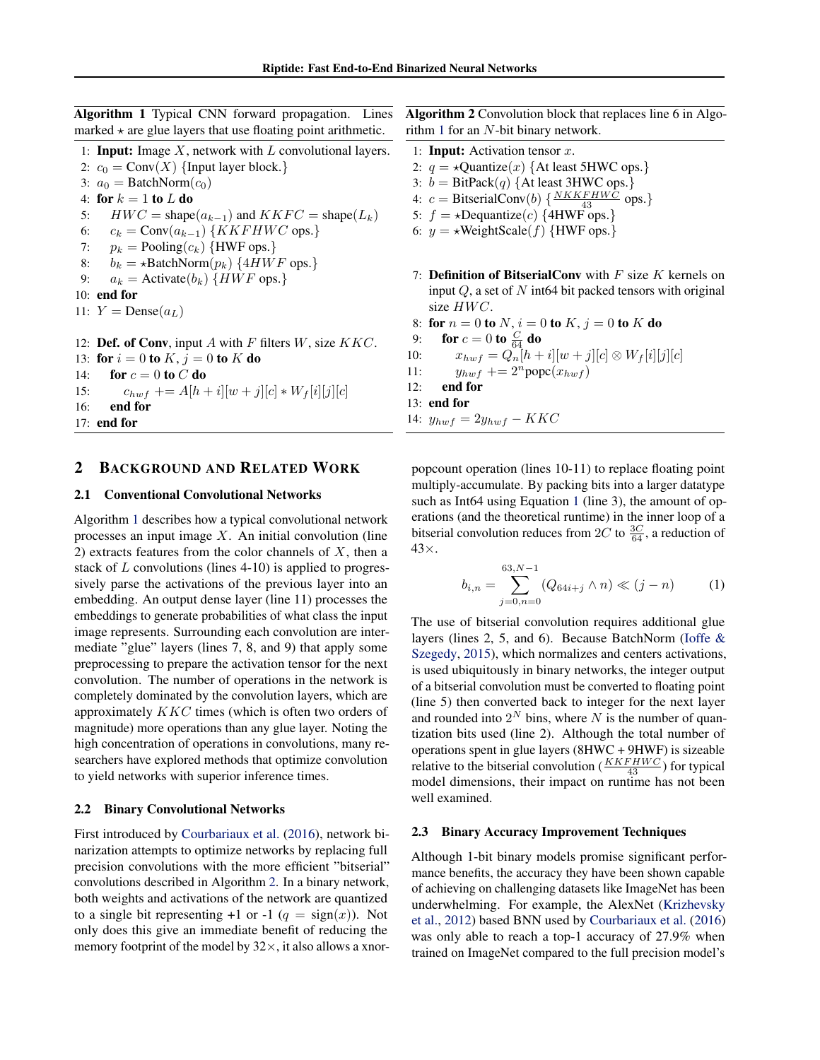**Algorithm 1** Typical CNN forward propagation. Lines marked $\star$ are glue layers that use floating point arithmetic.

```
1: Input: Image X, network with L convolutional layers.
2: c_0 = Conv(X) {Input layer block.}
3: a_0 = BatchNorm(c_0)
4: for k = 1 to L do
5:     HWC = shape(a_{k-1}) and KKFC = shape(L_k)
6:     c_k = Conv(a_{k-1}) {KKFHWC ops.}
7:     p_k = Pooling(c_k) {HWF ops.}
8:     b_k = ⋆BatchNorm(p_k) {4HWF ops.}
9:     a_k = Activate(b_k) {HWF ops.}
10: end for
11: Y = Dense(a_L)

12: Def. of Conv, input A with F filters W, size KKC.
13: for i = 0 to K, j = 0 to K do
14:     for c = 0 to C do
15:         c_hwf += A[h+i][w+j][c] * W_f[i][j][c]
16:     end for
17: end for
```

**Algorithm 2** Convolution block that replaces line 6 in Algorithm 1 for an $N$-bit binary network.

```
1: Input: Activation tensor x.
2: q = ⋆Quantize(x) {At least 5HWC ops.}
3: b = BitPack(q) {At least 3HWC ops.}
4: c = BitserialConv(b) {NKKFHWC/43 ops.}
5: f = ⋆Dequantize(c) {4HWF ops.}
6: y = ⋆WeightScale(f) {HWF ops.}

7: Definition of BitserialConv with F size K kernels on
   input Q, a set of N int64 bit packed tensors with original
   size HWC.
8: for n = 0 to N, i = 0 to K, j = 0 to K do
9:     for c = 0 to C/64 do
10:        x_hwf = Q_n[h+i][w+j][c] ⊗ W_f[i][j][c]
11:        y_hwf += 2^n popc(x_hwf)
12:    end for
13: end for
14: y_hwf = 2 y_hwf − KKC
```

## 2 Background and Related Work

### 2.1 Conventional Convolutional Networks

Algorithm 1 describes how a typical convolutional network processes an input image $X$. An initial convolution (line 2) extracts features from the color channels of $X$, then a stack of $L$ convolutions (lines 4-10) is applied to progressively parse the activations of the previous layer into an embedding. An output dense layer (line 11) processes the embeddings to generate probabilities of what class the input image represents. Surrounding each convolution are intermediate "glue" layers (lines 7, 8, and 9) that apply some preprocessing to prepare the activation tensor for the next convolution. The number of operations in the network is completely dominated by the convolution layers, which are approximately $KKC$ times (which is often two orders of magnitude) more operations than any glue layer. Noting the high concentration of operations in convolutions, many researchers have explored methods that optimize convolution to yield networks with superior inference times.

### 2.2 Binary Convolutional Networks

First introduced by Courbariaux et al. (2016), network binarization attempts to optimize networks by replacing full precision convolutions with the more efficient "bitserial" convolutions described in Algorithm 2. In a binary network, both weights and activations of the network are quantized to a single bit representing +1 or -1 ($q = \text{sign}(x)$). Not only does this give an immediate benefit of reducing the memory footprint of the model by $32\times$, it also allows a xnor-popcount operation (lines 10-11) to replace floating point multiply-accumulate. By packing bits into a larger datatype such as Int64 using Equation 1 (line 3), the amount of operations (and the theoretical runtime) in the inner loop of a bitserial convolution reduces from $2C$ to $\frac{3C}{64}$, a reduction of $43\times$.

$$b_{i,n} = \sum_{j=0,n=0}^{63,N-1} (Q_{64i+j} \wedge n) \ll (j - n) \tag{1}$$

The use of bitserial convolution requires additional glue layers (lines 2, 5, and 6). Because BatchNorm (Ioffe & Szegedy, 2015), which normalizes and centers activations, is used ubiquitously in binary networks, the integer output of a bitserial convolution must be converted to floating point (line 5) then converted back to integer for the next layer and rounded into $2^N$ bins, where $N$ is the number of quantization bits used (line 2). Although the total number of operations spent in glue layers (8HWC + 9HWF) is sizeable relative to the bitserial convolution ($\frac{KKFHWC}{43}$) for typical model dimensions, their impact on runtime has not been well examined.

### 2.3 Binary Accuracy Improvement Techniques

Although 1-bit binary models promise significant performance benefits, the accuracy they have been shown capable of achieving on challenging datasets like ImageNet has been underwhelming. For example, the AlexNet (Krizhevsky et al., 2012) based BNN used by Courbariaux et al. (2016) was only able to reach a top-1 accuracy of 27.9% when trained on ImageNet compared to the full precision model's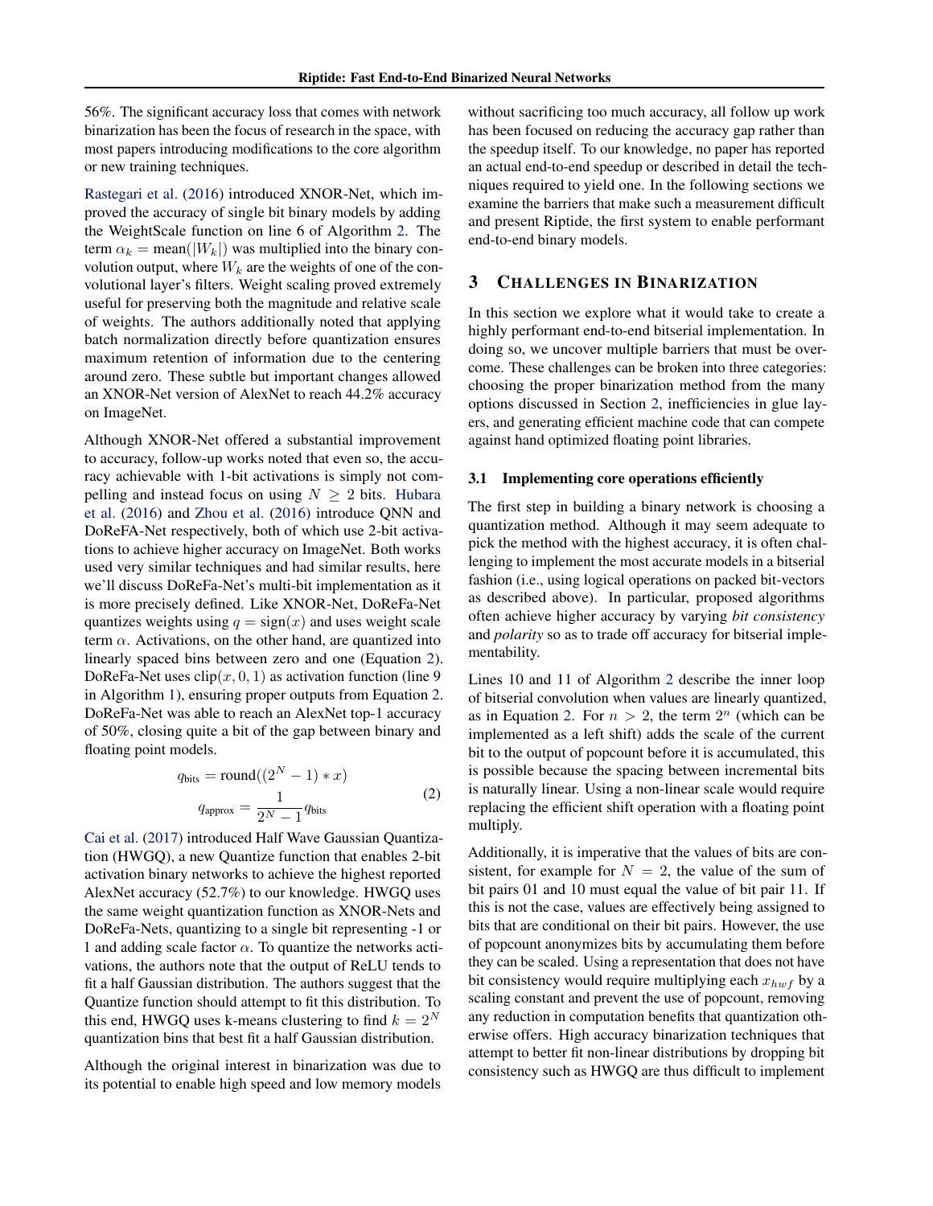56%. The significant accuracy loss that comes with network binarization has been the focus of research in the space, with most papers introducing modifications to the core algorithm or new training techniques.

Rastegari et al. (2016) introduced XNOR-Net, which improved the accuracy of single bit binary models by adding the WeightScale function on line 6 of Algorithm 2. The term $\alpha_k = \text{mean}(|W_k|)$ was multiplied into the binary convolution output, where $W_k$ are the weights of one of the convolutional layer's filters. Weight scaling proved extremely useful for preserving both the magnitude and relative scale of weights. The authors additionally noted that applying batch normalization directly before quantization ensures maximum retention of information due to the centering around zero. These subtle but important changes allowed an XNOR-Net version of AlexNet to reach 44.2% accuracy on ImageNet.

Although XNOR-Net offered a substantial improvement to accuracy, follow-up works noted that even so, the accuracy achievable with 1-bit activations is simply not compelling and instead focus on using $N \geq 2$ bits. Hubara et al. (2016) and Zhou et al. (2016) introduce QNN and DoReFA-Net respectively, both of which use 2-bit activations to achieve higher accuracy on ImageNet. Both works used very similar techniques and had similar results, here we'll discuss DoReFa-Net's multi-bit implementation as it is more precisely defined. Like XNOR-Net, DoReFa-Net quantizes weights using $q = \text{sign}(x)$ and uses weight scale term $\alpha$. Activations, on the other hand, are quantized into linearly spaced bins between zero and one (Equation 2). DoReFa-Net uses $\text{clip}(x, 0, 1)$ as activation function (line 9 in Algorithm 1), ensuring proper outputs from Equation 2. DoReFa-Net was able to reach an AlexNet top-1 accuracy of 50%, closing quite a bit of the gap between binary and floating point models.

$$
\begin{aligned}
q_{\text{bits}} &= \text{round}((2^N - 1) * x) \\
q_{\text{approx}} &= \frac{1}{2^N - 1} q_{\text{bits}}
\end{aligned} \tag{2}
$$

Cai et al. (2017) introduced Half Wave Gaussian Quantization (HWGQ), a new Quantize function that enables 2-bit activation binary networks to achieve the highest reported AlexNet accuracy (52.7%) to our knowledge. HWGQ uses the same weight quantization function as XNOR-Nets and DoReFa-Nets, quantizing to a single bit representing -1 or 1 and adding scale factor $\alpha$. To quantize the networks activations, the authors note that the output of ReLU tends to fit a half Gaussian distribution. The authors suggest that the Quantize function should attempt to fit this distribution. To this end, HWGQ uses k-means clustering to find $k = 2^N$ quantization bins that best fit a half Gaussian distribution.

Although the original interest in binarization was due to its potential to enable high speed and low memory models without sacrificing too much accuracy, all follow up work has been focused on reducing the accuracy gap rather than the speedup itself. To our knowledge, no paper has reported an actual end-to-end speedup or described in detail the techniques required to yield one. In the following sections we examine the barriers that make such a measurement difficult and present Riptide, the first system to enable performant end-to-end binary models.

## 3 Challenges in Binarization

In this section we explore what it would take to create a highly performant end-to-end bitserial implementation. In doing so, we uncover multiple barriers that must be overcome. These challenges can be broken into three categories: choosing the proper binarization method from the many options discussed in Section 2, inefficiencies in glue layers, and generating efficient machine code that can compete against hand optimized floating point libraries.

### 3.1 Implementing core operations efficiently

The first step in building a binary network is choosing a quantization method. Although it may seem adequate to pick the method with the highest accuracy, it is often challenging to implement the most accurate models in a bitserial fashion (i.e., using logical operations on packed bit-vectors as described above). In particular, proposed algorithms often achieve higher accuracy by varying *bit consistency* and *polarity* so as to trade off accuracy for bitserial implementability.

Lines 10 and 11 of Algorithm 2 describe the inner loop of bitserial convolution when values are linearly quantized, as in Equation 2. For $n > 2$, the term $2^n$ (which can be implemented as a left shift) adds the scale of the current bit to the output of popcount before it is accumulated, this is possible because the spacing between incremental bits is naturally linear. Using a non-linear scale would require replacing the efficient shift operation with a floating point multiply.

Additionally, it is imperative that the values of bits are consistent, for example for $N = 2$, the value of the sum of bit pairs 01 and 10 must equal the value of bit pair 11. If this is not the case, values are effectively being assigned to bits that are conditional on their bit pairs. However, the use of popcount anonymizes bits by accumulating them before they can be scaled. Using a representation that does not have bit consistency would require multiplying each $x_{hwf}$ by a scaling constant and prevent the use of popcount, removing any reduction in computation benefits that quantization otherwise offers. High accuracy binarization techniques that attempt to better fit non-linear distributions by dropping bit consistency such as HWGQ are thus difficult to implement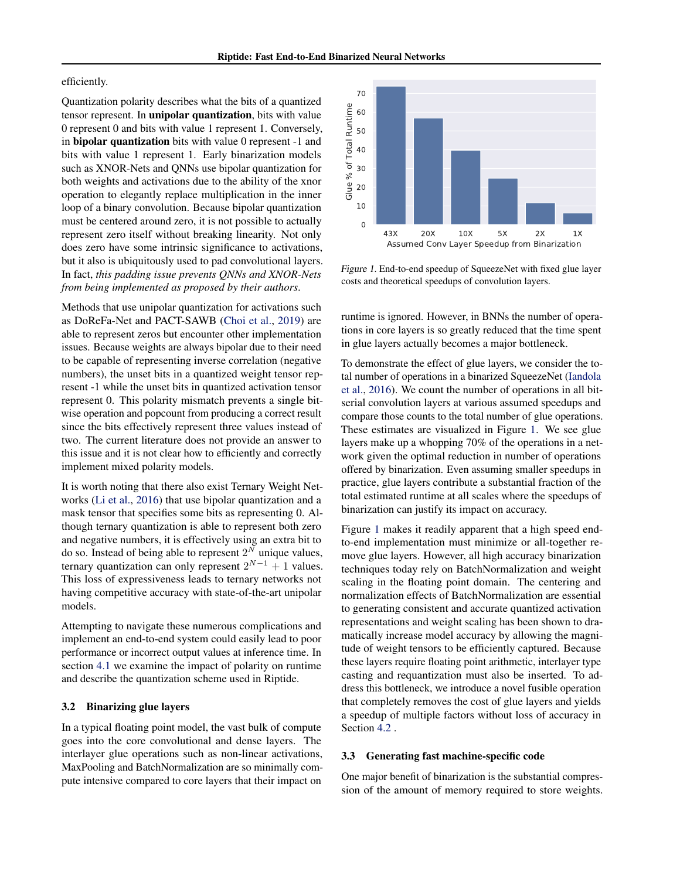efficiently.

Quantization polarity describes what the bits of a quantized tensor represent. In **unipolar quantization**, bits with value 0 represent 0 and bits with value 1 represent 1. Conversely, in **bipolar quantization** bits with value 0 represent -1 and bits with value 1 represent 1. Early binarization models such as XNOR-Nets and QNNs use bipolar quantization for both weights and activations due to the ability of the xnor operation to elegantly replace multiplication in the inner loop of a binary convolution. Because bipolar quantization must be centered around zero, it is not possible to actually represent zero itself without breaking linearity. Not only does zero have some intrinsic significance to activations, but it also is ubiquitously used to pad convolutional layers. In fact, *this padding issue prevents QNNs and XNOR-Nets from being implemented as proposed by their authors*.

Methods that use unipolar quantization for activations such as DoReFa-Net and PACT-SAWB (Choi et al., 2019) are able to represent zeros but encounter other implementation issues. Because weights are always bipolar due to their need to be capable of representing inverse correlation (negative numbers), the unset bits in a quantized weight tensor represent -1 while the unset bits in quantized activation tensor represent 0. This polarity mismatch prevents a single bitwise operation and popcount from producing a correct result since the bits effectively represent three values instead of two. The current literature does not provide an answer to this issue and it is not clear how to efficiently and correctly implement mixed polarity models.

It is worth noting that there also exist Ternary Weight Networks (Li et al., 2016) that use bipolar quantization and a mask tensor that specifies some bits as representing 0. Although ternary quantization is able to represent both zero and negative numbers, it is effectively using an extra bit to do so. Instead of being able to represent $2^N$ unique values, ternary quantization can only represent $2^{N-1} + 1$ values. This loss of expressiveness leads to ternary networks not having competitive accuracy with state-of-the-art unipolar models.

Attempting to navigate these numerous complications and implement an end-to-end system could easily lead to poor performance or incorrect output values at inference time. In section 4.1 we examine the impact of polarity on runtime and describe the quantization scheme used in Riptide.

### 3.2 Binarizing glue layers

In a typical floating point model, the vast bulk of compute goes into the core convolutional and dense layers. The interlayer glue operations such as non-linear activations, MaxPooling and BatchNormalization are so minimally compute intensive compared to core layers that their impact on runtime is ignored. However, in BNNs the number of operations in core layers is so greatly reduced that the time spent in glue layers actually becomes a major bottleneck.

*Figure 1.* End-to-end speedup of SqueezeNet with fixed glue layer costs and theoretical speedups of convolution layers.

To demonstrate the effect of glue layers, we consider the total number of operations in a binarized SqueezeNet (Iandola et al., 2016). We count the number of operations in all bit-serial convolution layers at various assumed speedups and compare those counts to the total number of glue operations. These estimates are visualized in Figure 1. We see glue layers make up a whopping 70% of the operations in a network given the optimal reduction in number of operations offered by binarization. Even assuming smaller speedups in practice, glue layers contribute a substantial fraction of the total estimated runtime at all scales where the speedups of binarization can justify its impact on accuracy.

Figure 1 makes it readily apparent that a high speed end-to-end implementation must minimize or all-together remove glue layers. However, all high accuracy binarization techniques today rely on BatchNormalization and weight scaling in the floating point domain. The centering and normalization effects of BatchNormalization are essential to generating consistent and accurate quantized activation representations and weight scaling has been shown to dramatically increase model accuracy by allowing the magnitude of weight tensors to be efficiently captured. Because these layers require floating point arithmetic, interlayer type casting and requantization must also be inserted. To address this bottleneck, we introduce a novel fusible operation that completely removes the cost of glue layers and yields a speedup of multiple factors without loss of accuracy in Section 4.2 .

### 3.3 Generating fast machine-specific code

One major benefit of binarization is the substantial compression of the amount of memory required to store weights.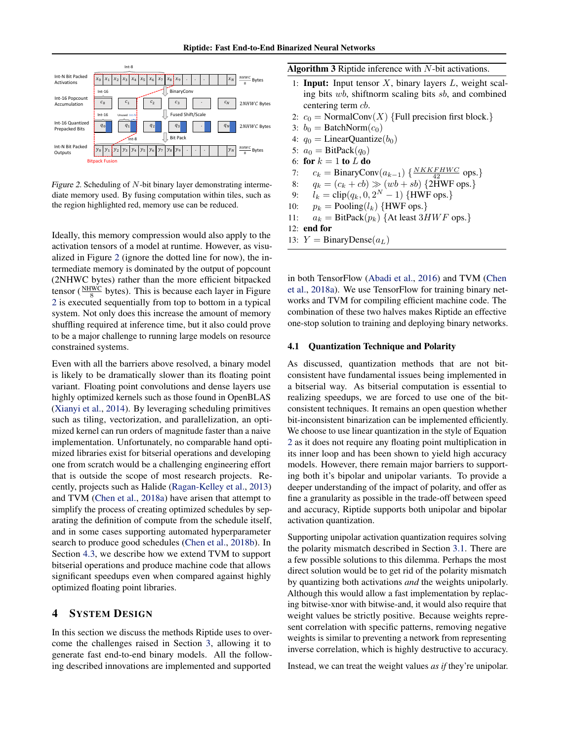Figure 2. Scheduling of $N$-bit binary layer demonstrating intermediate memory used. By fusing computation within tiles, such as the region highlighted red, memory use can be reduced.

Ideally, this memory compression would also apply to the activation tensors of a model at runtime. However, as visualized in Figure 2 (ignore the dotted line for now), the intermediate memory is dominated by the output of popcount (2NHWC bytes) rather than the more efficient bitpacked tensor ($\frac{\text{NHWC}}{8}$ bytes). This is because each layer in Figure 2 is executed sequentially from top to bottom in a typical system. Not only does this increase the amount of memory shuffling required at inference time, but it also could prove to be a major challenge to running large models on resource constrained systems.

Even with all the barriers above resolved, a binary model is likely to be dramatically slower than its floating point variant. Floating point convolutions and dense layers use highly optimized kernels such as those found in OpenBLAS (Xianyi et al., 2014). By leveraging scheduling primitives such as tiling, vectorization, and parallelization, an optimized kernel can run orders of magnitude faster than a naive implementation. Unfortunately, no comparable hand optimized libraries exist for bitserial operations and developing one from scratch would be a challenging engineering effort that is outside the scope of most research projects. Recently, projects such as Halide (Ragan-Kelley et al., 2013) and TVM (Chen et al., 2018a) have arisen that attempt to simplify the process of creating optimized schedules by separating the definition of compute from the schedule itself, and in some cases supporting automated hyperparameter search to produce good schedules (Chen et al., 2018b). In Section 4.3, we describe how we extend TVM to support bitserial operations and produce machine code that allows significant speedups even when compared against highly optimized floating point libraries.

## 4 System Design

In this section we discuss the methods Riptide uses to overcome the challenges raised in Section 3, allowing it to generate fast end-to-end binary models. All the following described innovations are implemented and supported

**Algorithm 3** Riptide inference with $N$-bit activations.

1: **Input:** Input tensor $X$, binary layers $L$, weight scaling bits $wb$, shiftnorm scaling bits $sb$, and combined centering term $cb$.
2: $c_0 = \text{NormalConv}(X)$ {Full precision first block.}
3: $b_0 = \text{BatchNorm}(c_0)$
4: $q_0 = \text{LinearQuantize}(b_0)$
5: $a_0 = \text{BitPack}(q_0)$
6: **for** $k = 1$ **to** $L$ **do**
7: $\quad c_k = \text{BinaryConv}(a_{k-1})$ {$\frac{NKKFHWC}{42}$ ops.}
8: $\quad q_k = (c_k + cb) \gg (wb + sb)$ {2HWF ops.}
9: $\quad l_k = \text{clip}(q_k, 0, 2^N - 1)$ {HWF ops.}
10: $\quad p_k = \text{Pooling}(l_k)$ {HWF ops.}
11: $\quad a_k = \text{BitPack}(p_k)$ {At least $3HWF$ ops.}
12: **end for**
13: $Y = \text{BinaryDense}(a_L)$

in both TensorFlow (Abadi et al., 2016) and TVM (Chen et al., 2018a). We use TensorFlow for training binary networks and TVM for compiling efficient machine code. The combination of these two halves makes Riptide an effective one-stop solution to training and deploying binary networks.

### 4.1 Quantization Technique and Polarity

As discussed, quantization methods that are not bit-consistent have fundamental issues being implemented in a bitserial way. As bitserial computation is essential to realizing speedups, we are forced to use one of the bit-consistent techniques. It remains an open question whether bit-inconsistent binarization can be implemented efficiently. We choose to use linear quantization in the style of Equation 2 as it does not require any floating point multiplication in its inner loop and has been shown to yield high accuracy models. However, there remain major barriers to supporting both it's bipolar and unipolar variants. To provide a deeper understanding of the impact of polarity, and offer as fine a granularity as possible in the trade-off between speed and accuracy, Riptide supports both unipolar and bipolar activation quantization.

Supporting unipolar activation quantization requires solving the polarity mismatch described in Section 3.1. There are a few possible solutions to this dilemma. Perhaps the most direct solution would be to get rid of the polarity mismatch by quantizing both activations *and* the weights unipolarly. Although this would allow a fast implementation by replacing bitwise-xnor with bitwise-and, it would also require that weight values be strictly positive. Because weights represent correlation with specific patterns, removing negative weights is similar to preventing a network from representing inverse correlation, which is highly destructive to accuracy.

Instead, we can treat the weight values *as if* they're unipolar.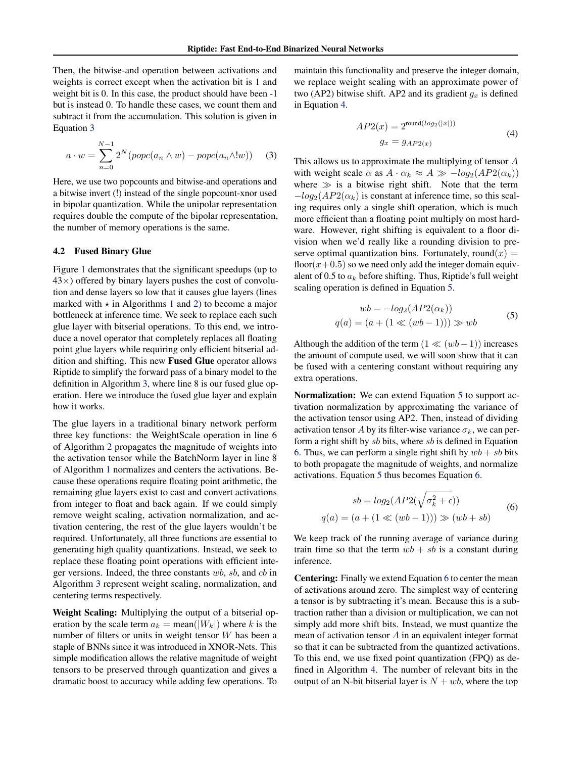Then, the bitwise-and operation between activations and weights is correct except when the activation bit is 1 and weight bit is 0. In this case, the product should have been -1 but is instead 0. To handle these cases, we count them and subtract it from the accumulation. This solution is given in Equation 3

$$a \cdot w = \sum_{n=0}^{N-1} 2^N (popc(a_n \wedge w) - popc(a_n \wedge !w)) \quad (3)$$

Here, we use two popcounts and bitwise-and operations and a bitwise invert (!) instead of the single popcount-xnor used in bipolar quantization. While the unipolar representation requires double the compute of the bipolar representation, the number of memory operations is the same.

### 4.2 Fused Binary Glue

Figure 1 demonstrates that the significant speedups (up to $43\times$) offered by binary layers pushes the cost of convolution and dense layers so low that it causes glue layers (lines marked with $\star$ in Algorithms 1 and 2) to become a major bottleneck at inference time. We seek to replace each such glue layer with bitserial operations. To this end, we introduce a novel operator that completely replaces all floating point glue layers while requiring only efficient bitserial addition and shifting. This new **Fused Glue** operator allows Riptide to simplify the forward pass of a binary model to the definition in Algorithm 3, where line 8 is our fused glue operation. Here we introduce the fused glue layer and explain how it works.

The glue layers in a traditional binary network perform three key functions: the WeightScale operation in line 6 of Algorithm 2 propagates the magnitude of weights into the activation tensor while the BatchNorm layer in line 8 of Algorithm 1 normalizes and centers the activations. Because these operations require floating point arithmetic, the remaining glue layers exist to cast and convert activations from integer to float and back again. If we could simply remove weight scaling, activation normalization, and activation centering, the rest of the glue layers wouldn't be required. Unfortunately, all three functions are essential to generating high quality quantizations. Instead, we seek to replace these floating point operations with efficient integer versions. Indeed, the three constants $wb$, $sb$, and $cb$ in Algorithm 3 represent weight scaling, normalization, and centering terms respectively.

**Weight Scaling:** Multiplying the output of a bitserial operation by the scale term $a_k = \text{mean}(|W_k|)$ where $k$ is the number of filters or units in weight tensor $W$ has been a staple of BNNs since it was introduced in XNOR-Nets. This simple modification allows the relative magnitude of weight tensors to be preserved through quantization and gives a dramatic boost to accuracy while adding few operations. To maintain this functionality and preserve the integer domain, we replace weight scaling with an approximate power of two (AP2) bitwise shift. AP2 and its gradient $g_x$ is defined in Equation 4.

$$\begin{aligned} AP2(x) &= 2^{\text{round}(log_2(|x|))} \\ g_x &= g_{AP2(x)} \end{aligned} \quad (4)$$

This allows us to approximate the multiplying of tensor $A$ with weight scale $\alpha$ as $A \cdot \alpha_k \approx A \gg -log_2(AP2(\alpha_k))$ where $\gg$ is a bitwise right shift. Note that the term $-log_2(AP2(\alpha_k)$ is constant at inference time, so this scaling requires only a single shift operation, which is much more efficient than a floating point multiply on most hardware. However, right shifting is equivalent to a floor division when we'd really like a rounding division to preserve optimal quantization bins. Fortunately, $\text{round}(x) = \text{floor}(x+0.5)$ so we need only add the integer domain equivalent of 0.5 to $a_k$ before shifting. Thus, Riptide's full weight scaling operation is defined in Equation 5.

$$\begin{aligned} wb &= -log_2(AP2(\alpha_k)) \\ q(a) &= (a + (1 \ll (wb - 1))) \gg wb \end{aligned} \quad (5)$$

Although the addition of the term $(1 \ll (wb-1))$ increases the amount of compute used, we will soon show that it can be fused with a centering constant without requiring any extra operations.

**Normalization:** We can extend Equation 5 to support activation normalization by approximating the variance of the activation tensor using AP2. Then, instead of dividing activation tensor $A$ by its filter-wise variance $\sigma_k$, we can perform a right shift by $sb$ bits, where $sb$ is defined in Equation 6. Thus, we can perform a single right shift by $wb + sb$ bits to both propagate the magnitude of weights, and normalize activations. Equation 5 thus becomes Equation 6.

$$\begin{aligned} sb &= log_2(AP2(\sqrt{\sigma_k^2 + \epsilon})) \\ q(a) &= (a + (1 \ll (wb - 1))) \gg (wb + sb) \end{aligned} \quad (6)$$

We keep track of the running average of variance during train time so that the term $wb + sb$ is a constant during inference.

**Centering:** Finally we extend Equation 6 to center the mean of activations around zero. The simplest way of centering a tensor is by subtracting it's mean. Because this is a subtraction rather than a division or multiplication, we can not simply add more shift bits. Instead, we must quantize the mean of activation tensor $A$ in an equivalent integer format so that it can be subtracted from the quantized activations. To this end, we use fixed point quantization (FPQ) as defined in Algorithm 4. The number of relevant bits in the output of an N-bit bitserial layer is $N + wb$, where the top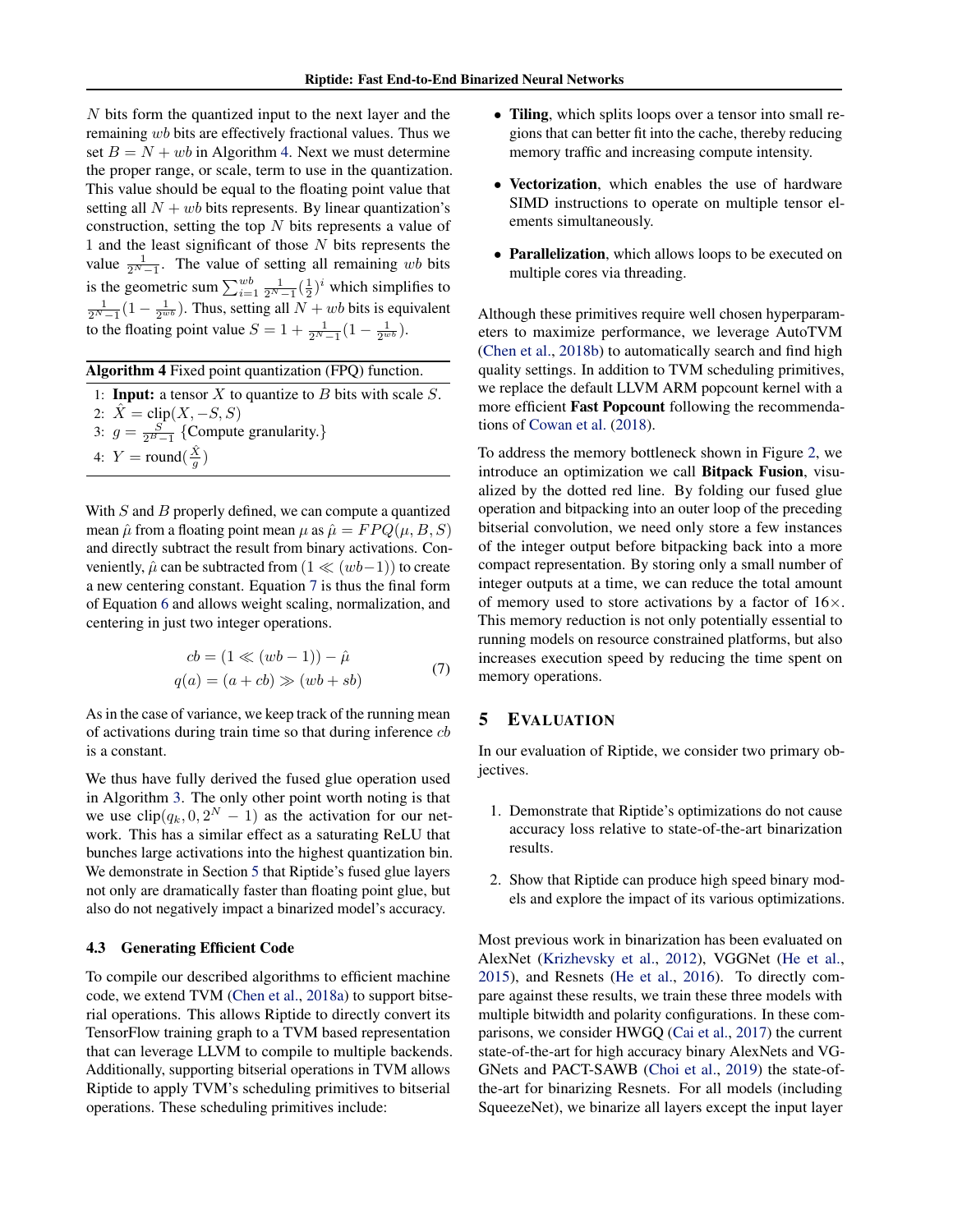$N$ bits form the quantized input to the next layer and the remaining $wb$ bits are effectively fractional values. Thus we set $B = N + wb$ in Algorithm 4. Next we must determine the proper range, or scale, term to use in the quantization. This value should be equal to the floating point value that setting all $N + wb$ bits represents. By linear quantization's construction, setting the top $N$ bits represents a value of 1 and the least significant of those $N$ bits represents the value $\frac{1}{2^N-1}$. The value of setting all remaining $wb$ bits is the geometric sum $\sum_{i=1}^{wb} \frac{1}{2^N-1}(\frac{1}{2})^i$ which simplifies to $\frac{1}{2^N-1}(1 - \frac{1}{2^{wb}})$. Thus, setting all $N + wb$ bits is equivalent to the floating point value $S = 1 + \frac{1}{2^N-1}(1 - \frac{1}{2^{wb}})$.

**Algorithm 4** Fixed point quantization (FPQ) function.

1: **Input:** a tensor $X$ to quantize to $B$ bits with scale $S$.
2: $\hat{X} = \text{clip}(X, -S, S)$
3: $g = \frac{S}{2^B-1}$ {Compute granularity.}
4: $Y = \text{round}(\frac{\hat{X}}{g})$

With $S$ and $B$ properly defined, we can compute a quantized mean $\hat{\mu}$ from a floating point mean $\mu$ as $\hat{\mu} = FPQ(\mu, B, S)$ and directly subtract the result from binary activations. Conveniently, $\hat{\mu}$ can be subtracted from $(1 \ll (wb-1))$ to create a new centering constant. Equation 7 is thus the final form of Equation 6 and allows weight scaling, normalization, and centering in just two integer operations.

$$
\begin{aligned}
cb &= (1 \ll (wb-1)) - \hat{\mu} \\
q(a) &= (a + cb) \gg (wb + sb)
\end{aligned}
\tag{7}
$$

As in the case of variance, we keep track of the running mean of activations during train time so that during inference $cb$ is a constant.

We thus have fully derived the fused glue operation used in Algorithm 3. The only other point worth noting is that we use $\text{clip}(q_k, 0, 2^N - 1)$ as the activation for our network. This has a similar effect as a saturating ReLU that bunches large activations into the highest quantization bin. We demonstrate in Section 5 that Riptide's fused glue layers not only are dramatically faster than floating point glue, but also do not negatively impact a binarized model's accuracy.

### 4.3 Generating Efficient Code

To compile our described algorithms to efficient machine code, we extend TVM (Chen et al., 2018a) to support bitserial operations. This allows Riptide to directly convert its TensorFlow training graph to a TVM based representation that can leverage LLVM to compile to multiple backends. Additionally, supporting bitserial operations in TVM allows Riptide to apply TVM's scheduling primitives to bitserial operations. These scheduling primitives include:

- **Tiling**, which splits loops over a tensor into small regions that can better fit into the cache, thereby reducing memory traffic and increasing compute intensity.
- **Vectorization**, which enables the use of hardware SIMD instructions to operate on multiple tensor elements simultaneously.
- **Parallelization**, which allows loops to be executed on multiple cores via threading.

Although these primitives require well chosen hyperparameters to maximize performance, we leverage AutoTVM (Chen et al., 2018b) to automatically search and find high quality settings. In addition to TVM scheduling primitives, we replace the default LLVM ARM popcount kernel with a more efficient **Fast Popcount** following the recommendations of Cowan et al. (2018).

To address the memory bottleneck shown in Figure 2, we introduce an optimization we call **Bitpack Fusion**, visualized by the dotted red line. By folding our fused glue operation and bitpacking into an outer loop of the preceding bitserial convolution, we need only store a few instances of the integer output before bitpacking back into a more compact representation. By storing only a small number of integer outputs at a time, we can reduce the total amount of memory used to store activations by a factor of 16×. This memory reduction is not only potentially essential to running models on resource constrained platforms, but also increases execution speed by reducing the time spent on memory operations.

## 5 Evaluation

In our evaluation of Riptide, we consider two primary objectives.

1. Demonstrate that Riptide's optimizations do not cause accuracy loss relative to state-of-the-art binarization results.
2. Show that Riptide can produce high speed binary models and explore the impact of its various optimizations.

Most previous work in binarization has been evaluated on AlexNet (Krizhevsky et al., 2012), VGGNet (He et al., 2015), and Resnets (He et al., 2016). To directly compare against these results, we train these three models with multiple bitwidth and polarity configurations. In these comparisons, we consider HWGQ (Cai et al., 2017) the current state-of-the-art for high accuracy binary AlexNets and VGGNets and PACT-SAWB (Choi et al., 2019) the state-of-the-art for binarizing Resnets. For all models (including SqueezeNet), we binarize all layers except the input layer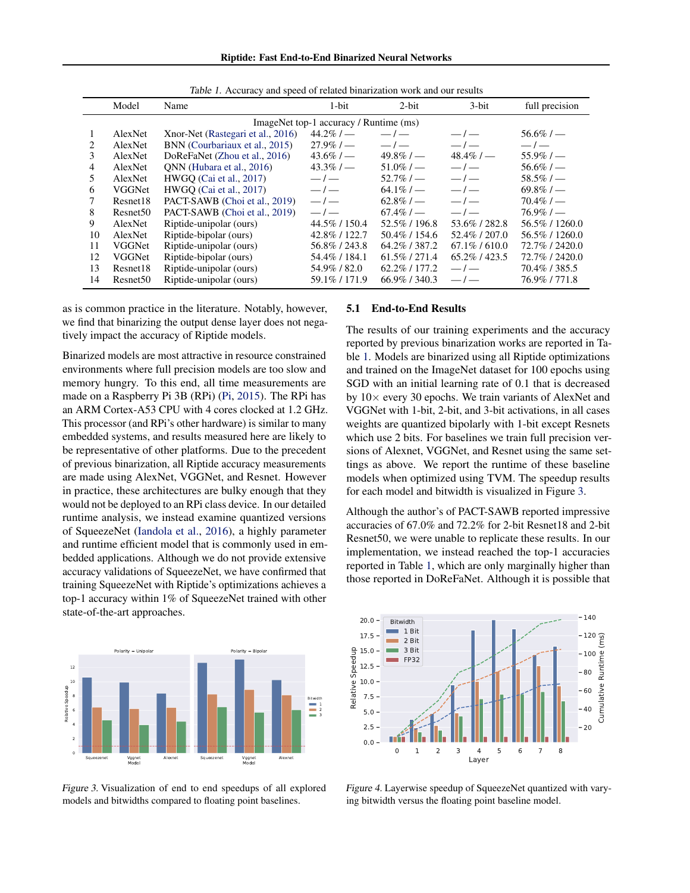Table 1. Accuracy and speed of related binarization work and our results

| | Model | Name | 1-bit | 2-bit | 3-bit | full precision |
|---|---|---|---|---|---|---|
| | | ImageNet top-1 accuracy / Runtime (ms) | | | | |
| 1 | AlexNet | Xnor-Net (Rastegari et al., 2016) | 44.2% / — | — / — | — / — | 56.6% / — |
| 2 | AlexNet | BNN (Courbariaux et al., 2015) | 27.9% / — | — / — | — / — | — / — |
| 3 | AlexNet | DoReFaNet (Zhou et al., 2016) | 43.6% / — | 49.8% / — | 48.4% / — | 55.9% / — |
| 4 | AlexNet | QNN (Hubara et al., 2016) | 43.3% / — | 51.0% / — | — / — | 56.6% / — |
| 5 | AlexNet | HWGQ (Cai et al., 2017) | — / — | 52.7% / — | — / — | 58.5% / — |
| 6 | VGGNet | HWGQ (Cai et al., 2017) | — / — | 64.1% / — | — / — | 69.8% / — |
| 7 | Resnet18 | PACT-SAWB (Choi et al., 2019) | — / — | 62.8% / — | — / — | 70.4% / — |
| 8 | Resnet50 | PACT-SAWB (Choi et al., 2019) | — / — | 67.4% / — | — / — | 76.9% / — |
| 9 | AlexNet | Riptide-unipolar (ours) | 44.5% / 150.4 | 52.5% / 196.8 | 53.6% / 282.8 | 56.5% / 1260.0 |
| 10 | AlexNet | Riptide-bipolar (ours) | 42.8% / 122.7 | 50.4% / 154.6 | 52.4% / 207.0 | 56.5% / 1260.0 |
| 11 | VGGNet | Riptide-unipolar (ours) | 56.8% / 243.8 | 64.2% / 387.2 | 67.1% / 610.0 | 72.7% / 2420.0 |
| 12 | VGGNet | Riptide-bipolar (ours) | 54.4% / 184.1 | 61.5% / 271.4 | 65.2% / 423.5 | 72.7% / 2420.0 |
| 13 | Resnet18 | Riptide-unipolar (ours) | 54.9% / 82.0 | 62.2% / 177.2 | — / — | 70.4% / 385.5 |
| 14 | Resnet50 | Riptide-unipolar (ours) | 59.1% / 171.9 | 66.9% / 340.3 | — / — | 76.9% / 771.8 |

as is common practice in the literature. Notably, however, we find that binarizing the output dense layer does not negatively impact the accuracy of Riptide models.

Binarized models are most attractive in resource constrained environments where full precision models are too slow and memory hungry. To this end, all time measurements are made on a Raspberry Pi 3B (RPi) (Pi, 2015). The RPi has an ARM Cortex-A53 CPU with 4 cores clocked at 1.2 GHz. This processor (and RPi's other hardware) is similar to many embedded systems, and results measured here are likely to be representative of other platforms. Due to the precedent of previous binarization, all Riptide accuracy measurements are made using AlexNet, VGGNet, and Resnet. However in practice, these architectures are bulky enough that they would not be deployed to an RPi class device. In our detailed runtime analysis, we instead examine quantized versions of SqueezeNet (Iandola et al., 2016), a highly parameter and runtime efficient model that is commonly used in embedded applications. Although we do not provide extensive accuracy validations of SqueezeNet, we have confirmed that training SqueezeNet with Riptide's optimizations achieves a top-1 accuracy within 1% of SqueezeNet trained with other state-of-the-art approaches.

Figure 3. Visualization of end to end speedups of all explored models and bitwidths compared to floating point baselines.

### 5.1 End-to-End Results

The results of our training experiments and the accuracy reported by previous binarization works are reported in Table 1. Models are binarized using all Riptide optimizations and trained on the ImageNet dataset for 100 epochs using SGD with an initial learning rate of 0.1 that is decreased by 10× every 30 epochs. We train variants of AlexNet and VGGNet with 1-bit, 2-bit, and 3-bit activations, in all cases weights are quantized bipolarly with 1-bit except Resnets which use 2 bits. For baselines we train full precision versions of Alexnet, VGGNet, and Resnet using the same settings as above. We report the runtime of these baseline models when optimized using TVM. The speedup results for each model and bitwidth is visualized in Figure 3.

Although the author's of PACT-SAWB reported impressive accuracies of 67.0% and 72.2% for 2-bit Resnet18 and 2-bit Resnet50, we were unable to replicate these results. In our implementation, we instead reached the top-1 accuracies reported in Table 1, which are only marginally higher than those reported in DoReFaNet. Although it is possible that

Figure 4. Layerwise speedup of SqueezeNet quantized with varying bitwidth versus the floating point baseline model.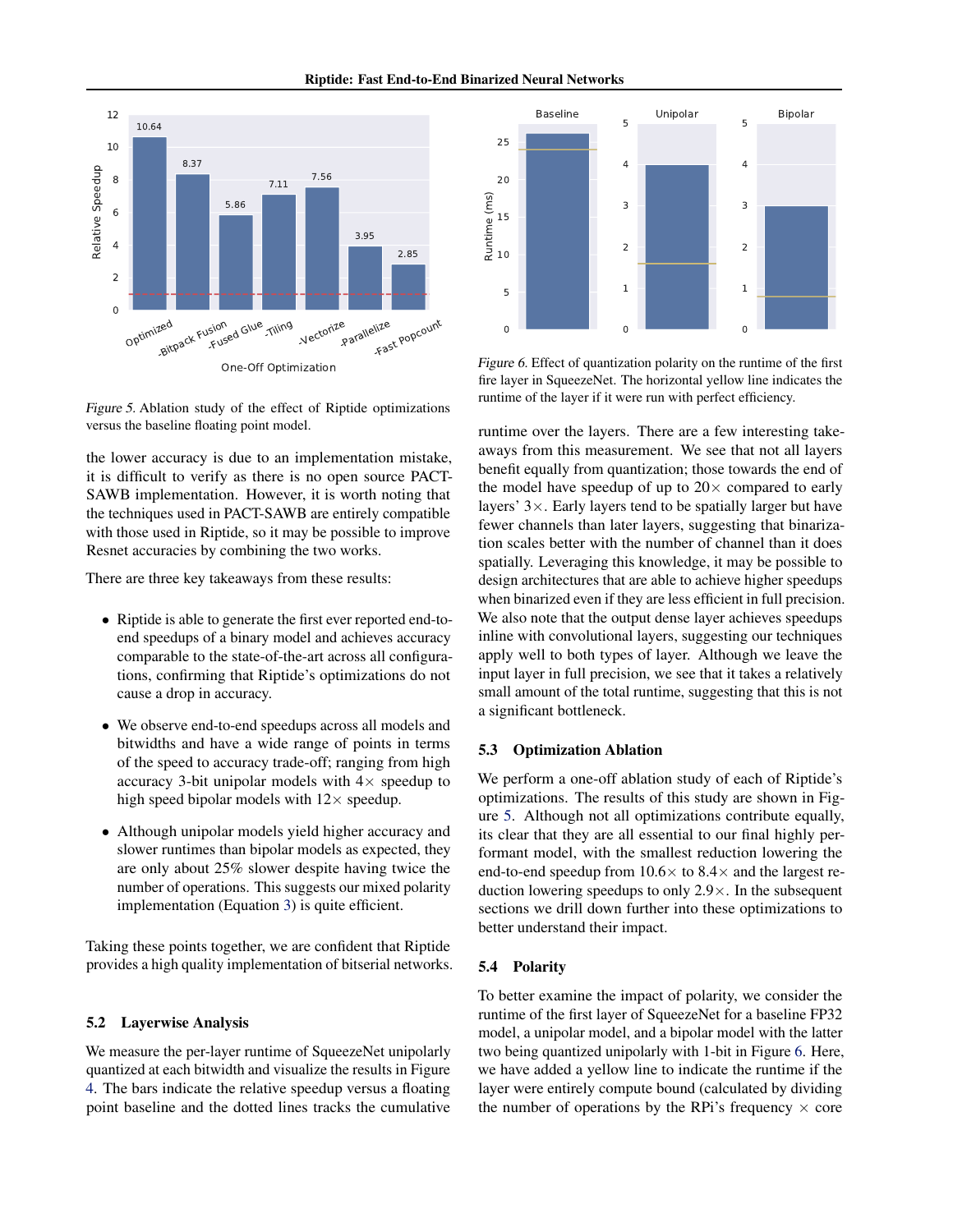Figure 5. Ablation study of the effect of Riptide optimizations versus the baseline floating point model.

Figure 6. Effect of quantization polarity on the runtime of the first fire layer in SqueezeNet. The horizontal yellow line indicates the runtime of the layer if it were run with perfect efficiency.

the lower accuracy is due to an implementation mistake, it is difficult to verify as there is no open source PACT-SAWB implementation. However, it is worth noting that the techniques used in PACT-SAWB are entirely compatible with those used in Riptide, so it may be possible to improve Resnet accuracies by combining the two works.

There are three key takeaways from these results:

- Riptide is able to generate the first ever reported end-to-end speedups of a binary model and achieves accuracy comparable to the state-of-the-art across all configurations, confirming that Riptide's optimizations do not cause a drop in accuracy.
- We observe end-to-end speedups across all models and bitwidths and have a wide range of points in terms of the speed to accuracy trade-off; ranging from high accuracy 3-bit unipolar models with $4\times$ speedup to high speed bipolar models with $12\times$ speedup.
- Although unipolar models yield higher accuracy and slower runtimes than bipolar models as expected, they are only about 25% slower despite having twice the number of operations. This suggests our mixed polarity implementation (Equation 3) is quite efficient.

Taking these points together, we are confident that Riptide provides a high quality implementation of bitserial networks.

### 5.2 Layerwise Analysis

We measure the per-layer runtime of SqueezeNet unipolarly quantized at each bitwidth and visualize the results in Figure 4. The bars indicate the relative speedup versus a floating point baseline and the dotted lines tracks the cumulative runtime over the layers. There are a few interesting takeaways from this measurement. We see that not all layers benefit equally from quantization; those towards the end of the model have speedup of up to $20\times$ compared to early layers' $3\times$. Early layers tend to be spatially larger but have fewer channels than later layers, suggesting that binarization scales better with the number of channel than it does spatially. Leveraging this knowledge, it may be possible to design architectures that are able to achieve higher speedups when binarized even if they are less efficient in full precision. We also note that the output dense layer achieves speedups inline with convolutional layers, suggesting our techniques apply well to both types of layer. Although we leave the input layer in full precision, we see that it takes a relatively small amount of the total runtime, suggesting that this is not a significant bottleneck.

### 5.3 Optimization Ablation

We perform a one-off ablation study of each of Riptide's optimizations. The results of this study are shown in Figure 5. Although not all optimizations contribute equally, its clear that they are all essential to our final highly performant model, with the smallest reduction lowering the end-to-end speedup from $10.6\times$ to $8.4\times$ and the largest reduction lowering speedups to only $2.9\times$. In the subsequent sections we drill down further into these optimizations to better understand their impact.

### 5.4 Polarity

To better examine the impact of polarity, we consider the runtime of the first layer of SqueezeNet for a baseline FP32 model, a unipolar model, and a bipolar model with the latter two being quantized unipolarly with 1-bit in Figure 6. Here, we have added a yellow line to indicate the runtime if the layer were entirely compute bound (calculated by dividing the number of operations by the RPi's frequency $\times$ core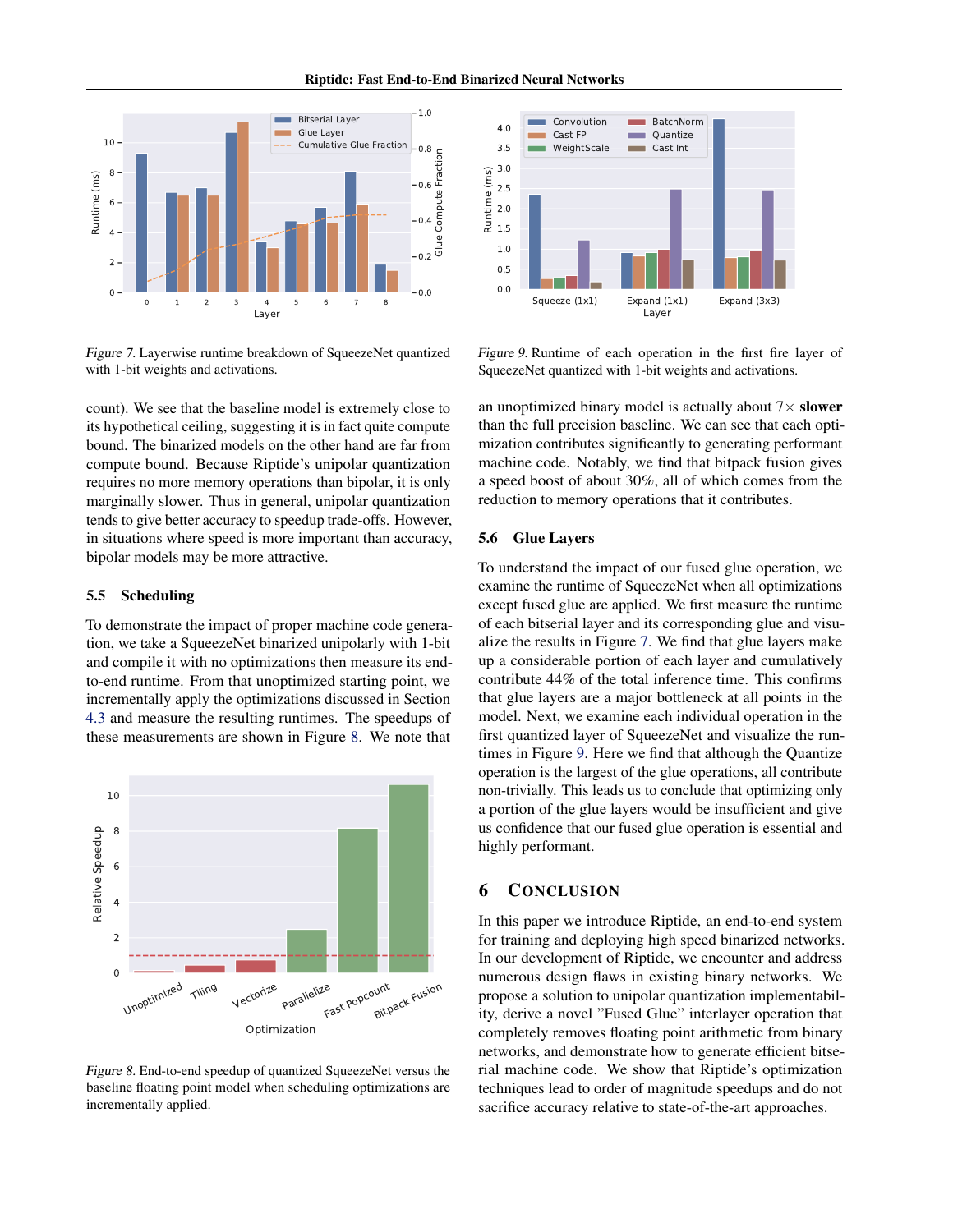Figure 7. Layerwise runtime breakdown of SqueezeNet quantized with 1-bit weights and activations.

Figure 9. Runtime of each operation in the first fire layer of SqueezeNet quantized with 1-bit weights and activations.

count). We see that the baseline model is extremely close to its hypothetical ceiling, suggesting it is in fact quite compute bound. The binarized models on the other hand are far from compute bound. Because Riptide's unipolar quantization requires no more memory operations than bipolar, it is only marginally slower. Thus in general, unipolar quantization tends to give better accuracy to speedup trade-offs. However, in situations where speed is more important than accuracy, bipolar models may be more attractive.

### 5.5 Scheduling

To demonstrate the impact of proper machine code generation, we take a SqueezeNet binarized unipolarly with 1-bit and compile it with no optimizations then measure its end-to-end runtime. From that unoptimized starting point, we incrementally apply the optimizations discussed in Section 4.3 and measure the resulting runtimes. The speedups of these measurements are shown in Figure 8. We note that an unoptimized binary model is actually about 7× **slower** than the full precision baseline. We can see that each optimization contributes significantly to generating performant machine code. Notably, we find that bitpack fusion gives a speed boost of about 30%, all of which comes from the reduction to memory operations that it contributes.

Figure 8. End-to-end speedup of quantized SqueezeNet versus the baseline floating point model when scheduling optimizations are incrementally applied.

### 5.6 Glue Layers

To understand the impact of our fused glue operation, we examine the runtime of SqueezeNet when all optimizations except fused glue are applied. We first measure the runtime of each bitserial layer and its corresponding glue and visualize the results in Figure 7. We find that glue layers make up a considerable portion of each layer and cumulatively contribute 44% of the total inference time. This confirms that glue layers are a major bottleneck at all points in the model. Next, we examine each individual operation in the first quantized layer of SqueezeNet and visualize the runtimes in Figure 9. Here we find that although the Quantize operation is the largest of the glue operations, all contribute non-trivially. This leads us to conclude that optimizing only a portion of the glue layers would be insufficient and give us confidence that our fused glue operation is essential and highly performant.

## 6 Conclusion

In this paper we introduce Riptide, an end-to-end system for training and deploying high speed binarized networks. In our development of Riptide, we encounter and address numerous design flaws in existing binary networks. We propose a solution to unipolar quantization implementability, derive a novel "Fused Glue" interlayer operation that completely removes floating point arithmetic from binary networks, and demonstrate how to generate efficient bitserial machine code. We show that Riptide's optimization techniques lead to order of magnitude speedups and do not sacrifice accuracy relative to state-of-the-art approaches.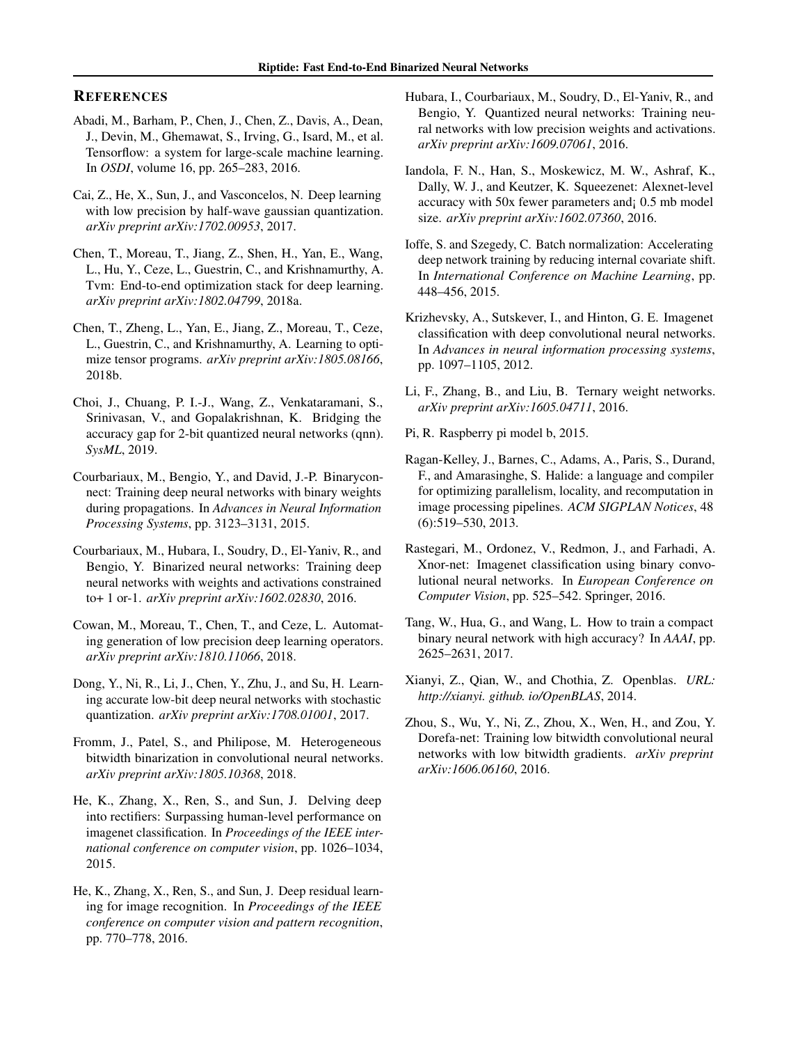## REFERENCES

Abadi, M., Barham, P., Chen, J., Chen, Z., Davis, A., Dean, J., Devin, M., Ghemawat, S., Irving, G., Isard, M., et al. Tensorflow: a system for large-scale machine learning. In *OSDI*, volume 16, pp. 265–283, 2016.

Cai, Z., He, X., Sun, J., and Vasconcelos, N. Deep learning with low precision by half-wave gaussian quantization. *arXiv preprint arXiv:1702.00953*, 2017.

Chen, T., Moreau, T., Jiang, Z., Shen, H., Yan, E., Wang, L., Hu, Y., Ceze, L., Guestrin, C., and Krishnamurthy, A. Tvm: End-to-end optimization stack for deep learning. *arXiv preprint arXiv:1802.04799*, 2018a.

Chen, T., Zheng, L., Yan, E., Jiang, Z., Moreau, T., Ceze, L., Guestrin, C., and Krishnamurthy, A. Learning to optimize tensor programs. *arXiv preprint arXiv:1805.08166*, 2018b.

Choi, J., Chuang, P. I.-J., Wang, Z., Venkataramani, S., Srinivasan, V., and Gopalakrishnan, K. Bridging the accuracy gap for 2-bit quantized neural networks (qnn). *SysML*, 2019.

Courbariaux, M., Bengio, Y., and David, J.-P. Binaryconnect: Training deep neural networks with binary weights during propagations. In *Advances in Neural Information Processing Systems*, pp. 3123–3131, 2015.

Courbariaux, M., Hubara, I., Soudry, D., El-Yaniv, R., and Bengio, Y. Binarized neural networks: Training deep neural networks with weights and activations constrained to+ 1 or-1. *arXiv preprint arXiv:1602.02830*, 2016.

Cowan, M., Moreau, T., Chen, T., and Ceze, L. Automating generation of low precision deep learning operators. *arXiv preprint arXiv:1810.11066*, 2018.

Dong, Y., Ni, R., Li, J., Chen, Y., Zhu, J., and Su, H. Learning accurate low-bit deep neural networks with stochastic quantization. *arXiv preprint arXiv:1708.01001*, 2017.

Fromm, J., Patel, S., and Philipose, M. Heterogeneous bitwidth binarization in convolutional neural networks. *arXiv preprint arXiv:1805.10368*, 2018.

He, K., Zhang, X., Ren, S., and Sun, J. Delving deep into rectifiers: Surpassing human-level performance on imagenet classification. In *Proceedings of the IEEE international conference on computer vision*, pp. 1026–1034, 2015.

He, K., Zhang, X., Ren, S., and Sun, J. Deep residual learning for image recognition. In *Proceedings of the IEEE conference on computer vision and pattern recognition*, pp. 770–778, 2016.

Hubara, I., Courbariaux, M., Soudry, D., El-Yaniv, R., and Bengio, Y. Quantized neural networks: Training neural networks with low precision weights and activations. *arXiv preprint arXiv:1609.07061*, 2016.

Iandola, F. N., Han, S., Moskewicz, M. W., Ashraf, K., Dally, W. J., and Keutzer, K. Squeezenet: Alexnet-level accuracy with 50x fewer parameters and¡ 0.5 mb model size. *arXiv preprint arXiv:1602.07360*, 2016.

Ioffe, S. and Szegedy, C. Batch normalization: Accelerating deep network training by reducing internal covariate shift. In *International Conference on Machine Learning*, pp. 448–456, 2015.

Krizhevsky, A., Sutskever, I., and Hinton, G. E. Imagenet classification with deep convolutional neural networks. In *Advances in neural information processing systems*, pp. 1097–1105, 2012.

Li, F., Zhang, B., and Liu, B. Ternary weight networks. *arXiv preprint arXiv:1605.04711*, 2016.

Pi, R. Raspberry pi model b, 2015.

Ragan-Kelley, J., Barnes, C., Adams, A., Paris, S., Durand, F., and Amarasinghe, S. Halide: a language and compiler for optimizing parallelism, locality, and recomputation in image processing pipelines. *ACM SIGPLAN Notices*, 48 (6):519–530, 2013.

Rastegari, M., Ordonez, V., Redmon, J., and Farhadi, A. Xnor-net: Imagenet classification using binary convolutional neural networks. In *European Conference on Computer Vision*, pp. 525–542. Springer, 2016.

Tang, W., Hua, G., and Wang, L. How to train a compact binary neural network with high accuracy? In *AAAI*, pp. 2625–2631, 2017.

Xianyi, Z., Qian, W., and Chothia, Z. Openblas. *URL: http://xianyi. github. io/OpenBLAS*, 2014.

Zhou, S., Wu, Y., Ni, Z., Zhou, X., Wen, H., and Zou, Y. Dorefa-net: Training low bitwidth convolutional neural networks with low bitwidth gradients. *arXiv preprint arXiv:1606.06160*, 2016.